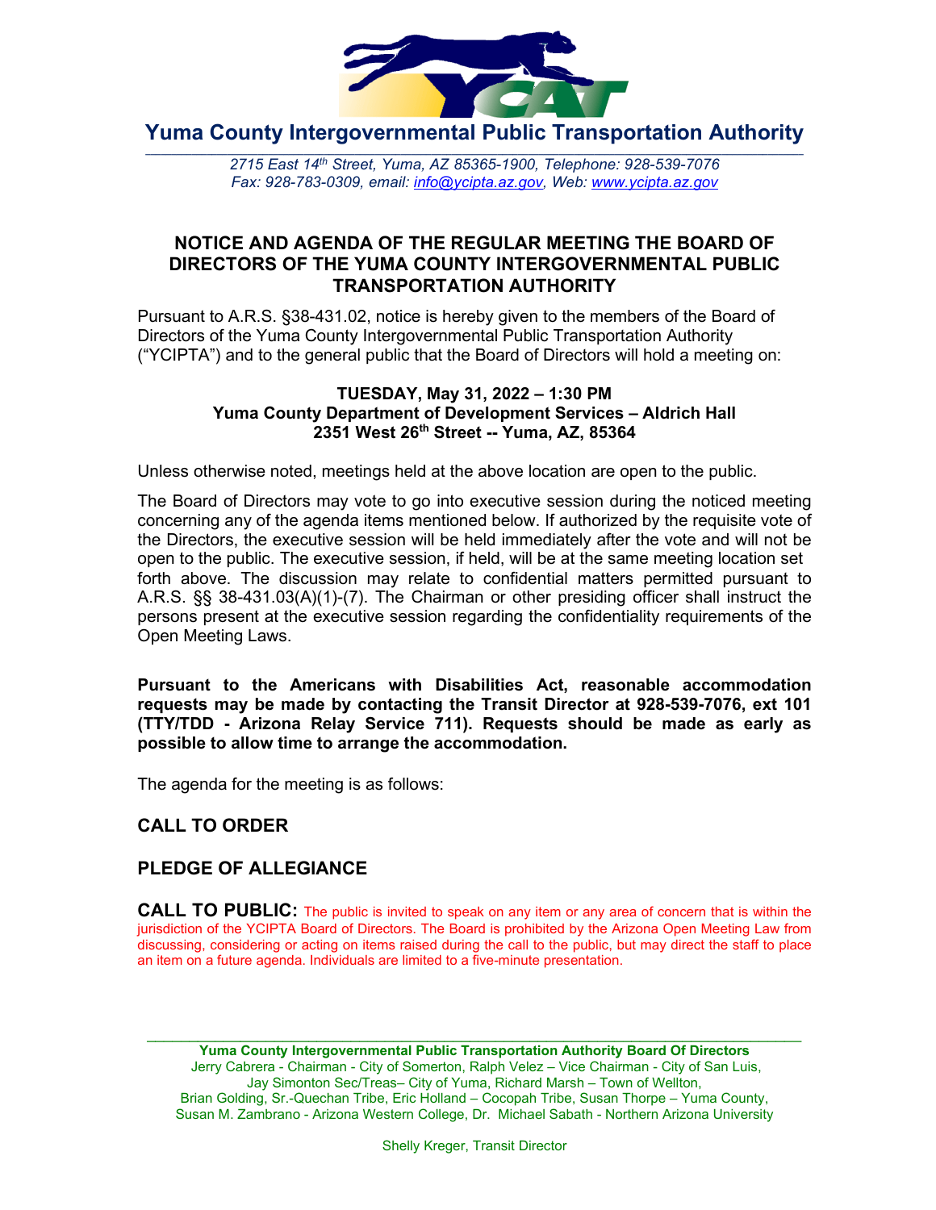# Yuma County Intergovernmental Public Transportation Authority

*2715 East 14th Street, Yuma, AZ 85365-1900, Telephone: 928-539-7076*
*Fax: 928-783-0309, email: info@ycipta.az.gov, Web: www.ycipta.az.gov*

## NOTICE AND AGENDA OF THE REGULAR MEETING THE BOARD OF DIRECTORS OF THE YUMA COUNTY INTERGOVERNMENTAL PUBLIC TRANSPORTATION AUTHORITY

Pursuant to A.R.S. §38-431.02, notice is hereby given to the members of the Board of Directors of the Yuma County Intergovernmental Public Transportation Authority ("YCIPTA") and to the general public that the Board of Directors will hold a meeting on:

**TUESDAY, May 31, 2022 – 1:30 PM**
**Yuma County Department of Development Services – Aldrich Hall**
**2351 West 26th Street -- Yuma, AZ, 85364**

Unless otherwise noted, meetings held at the above location are open to the public.

The Board of Directors may vote to go into executive session during the noticed meeting concerning any of the agenda items mentioned below. If authorized by the requisite vote of the Directors, the executive session will be held immediately after the vote and will not be open to the public. The executive session, if held, will be at the same meeting location set forth above. The discussion may relate to confidential matters permitted pursuant to A.R.S. §§ 38-431.03(A)(1)-(7). The Chairman or other presiding officer shall instruct the persons present at the executive session regarding the confidentiality requirements of the Open Meeting Laws.

**Pursuant to the Americans with Disabilities Act, reasonable accommodation requests may be made by contacting the Transit Director at 928-539-7076, ext 101 (TTY/TDD - Arizona Relay Service 711). Requests should be made as early as possible to allow time to arrange the accommodation.**

The agenda for the meeting is as follows:

### CALL TO ORDER

### PLEDGE OF ALLEGIANCE

**CALL TO PUBLIC:** The public is invited to speak on any item or any area of concern that is within the jurisdiction of the YCIPTA Board of Directors. The Board is prohibited by the Arizona Open Meeting Law from discussing, considering or acting on items raised during the call to the public, but may direct the staff to place an item on a future agenda. Individuals are limited to a five-minute presentation.

---

**Yuma County Intergovernmental Public Transportation Authority Board Of Directors**
Jerry Cabrera - Chairman - City of Somerton, Ralph Velez – Vice Chairman - City of San Luis, Jay Simonton Sec/Treas– City of Yuma, Richard Marsh – Town of Wellton, Brian Golding, Sr.-Quechan Tribe, Eric Holland – Cocopah Tribe, Susan Thorpe – Yuma County, Susan M. Zambrano - Arizona Western College, Dr. Michael Sabath - Northern Arizona University

Shelly Kreger, Transit Director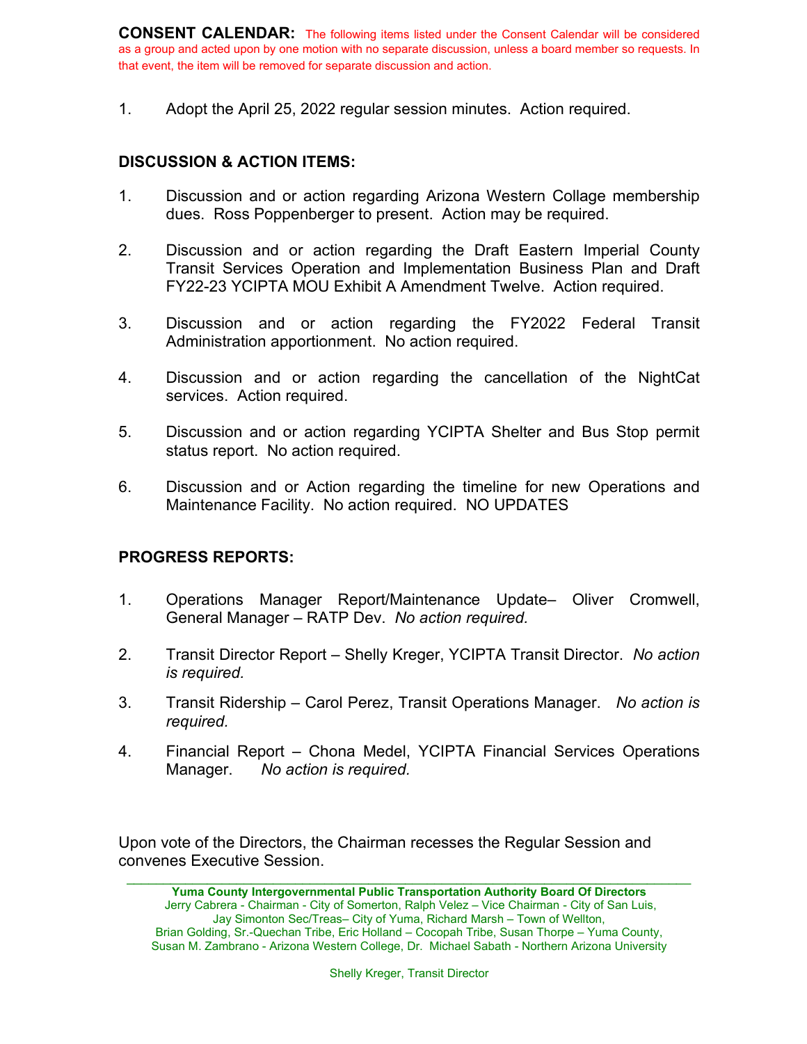**CONSENT CALENDAR:** The following items listed under the Consent Calendar will be considered as a group and acted upon by one motion with no separate discussion, unless a board member so requests. In that event, the item will be removed for separate discussion and action.

1. Adopt the April 25, 2022 regular session minutes. Action required.

**DISCUSSION & ACTION ITEMS:**

1. Discussion and or action regarding Arizona Western Collage membership dues. Ross Poppenberger to present. Action may be required.

2. Discussion and or action regarding the Draft Eastern Imperial County Transit Services Operation and Implementation Business Plan and Draft FY22-23 YCIPTA MOU Exhibit A Amendment Twelve. Action required.

3. Discussion and or action regarding the FY2022 Federal Transit Administration apportionment. No action required.

4. Discussion and or action regarding the cancellation of the NightCat services. Action required.

5. Discussion and or action regarding YCIPTA Shelter and Bus Stop permit status report. No action required.

6. Discussion and or Action regarding the timeline for new Operations and Maintenance Facility. No action required. NO UPDATES

**PROGRESS REPORTS:**

1. Operations Manager Report/Maintenance Update– Oliver Cromwell, General Manager – RATP Dev. *No action required.*

2. Transit Director Report – Shelly Kreger, YCIPTA Transit Director. *No action is required.*

3. Transit Ridership – Carol Perez, Transit Operations Manager. *No action is required.*

4. Financial Report – Chona Medel, YCIPTA Financial Services Operations Manager. *No action is required.*

Upon vote of the Directors, the Chairman recesses the Regular Session and convenes Executive Session.

---

**Yuma County Intergovernmental Public Transportation Authority Board Of Directors**
Jerry Cabrera - Chairman - City of Somerton, Ralph Velez – Vice Chairman - City of San Luis, Jay Simonton Sec/Treas– City of Yuma, Richard Marsh – Town of Wellton, Brian Golding, Sr.-Quechan Tribe, Eric Holland – Cocopah Tribe, Susan Thorpe – Yuma County, Susan M. Zambrano - Arizona Western College, Dr. Michael Sabath - Northern Arizona University

Shelly Kreger, Transit Director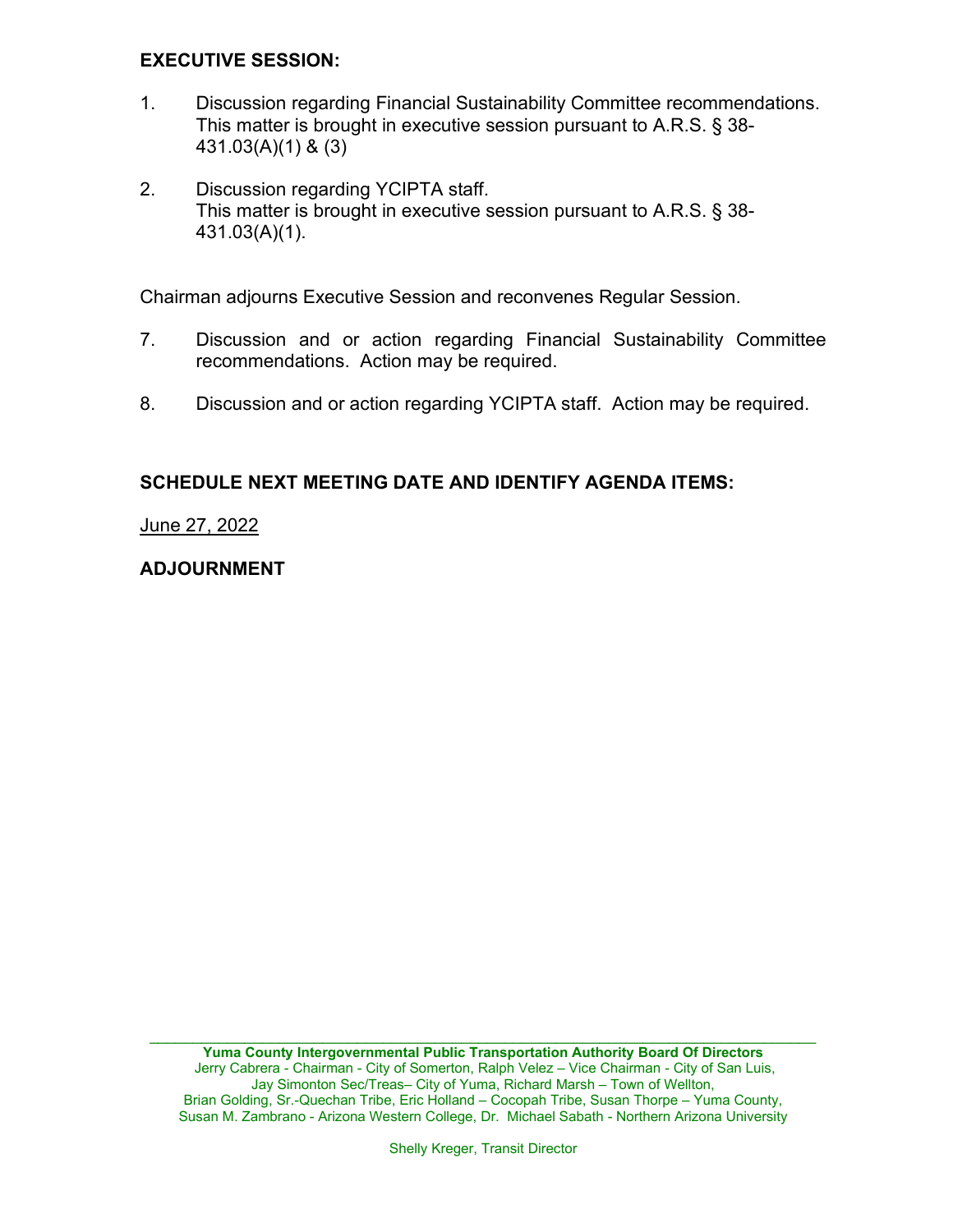**EXECUTIVE SESSION:**

1. Discussion regarding Financial Sustainability Committee recommendations. This matter is brought in executive session pursuant to A.R.S. § 38-431.03(A)(1) & (3)

2. Discussion regarding YCIPTA staff. This matter is brought in executive session pursuant to A.R.S. § 38-431.03(A)(1).

Chairman adjourns Executive Session and reconvenes Regular Session.

7. Discussion and or action regarding Financial Sustainability Committee recommendations. Action may be required.

8. Discussion and or action regarding YCIPTA staff. Action may be required.

**SCHEDULE NEXT MEETING DATE AND IDENTIFY AGENDA ITEMS:**

June 27, 2022

**ADJOURNMENT**

---

**Yuma County Intergovernmental Public Transportation Authority Board Of Directors**
Jerry Cabrera - Chairman - City of Somerton, Ralph Velez – Vice Chairman - City of San Luis,
Jay Simonton Sec/Treas– City of Yuma, Richard Marsh – Town of Wellton,
Brian Golding, Sr.-Quechan Tribe, Eric Holland – Cocopah Tribe, Susan Thorpe – Yuma County,
Susan M. Zambrano - Arizona Western College, Dr. Michael Sabath - Northern Arizona University

Shelly Kreger, Transit Director